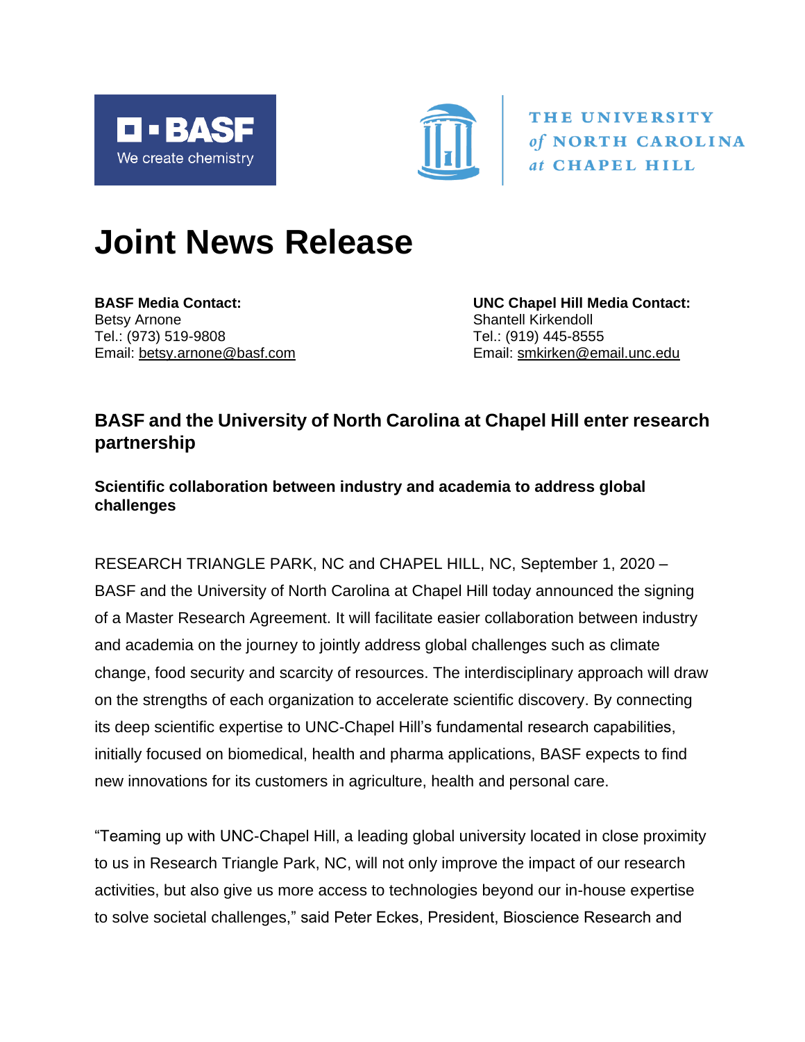# Joint News Release

**BASF Media Contact:**
Betsy Arnone
Tel.: (973) 519-9808
Email: betsy.arnone@basf.com

**UNC Chapel Hill Media Contact:**
Shantell Kirkendoll
Tel.: (919) 445-8555
Email: smkirken@email.unc.edu

## BASF and the University of North Carolina at Chapel Hill enter research partnership

### Scientific collaboration between industry and academia to address global challenges

RESEARCH TRIANGLE PARK, NC and CHAPEL HILL, NC, September 1, 2020 – BASF and the University of North Carolina at Chapel Hill today announced the signing of a Master Research Agreement. It will facilitate easier collaboration between industry and academia on the journey to jointly address global challenges such as climate change, food security and scarcity of resources. The interdisciplinary approach will draw on the strengths of each organization to accelerate scientific discovery. By connecting its deep scientific expertise to UNC-Chapel Hill's fundamental research capabilities, initially focused on biomedical, health and pharma applications, BASF expects to find new innovations for its customers in agriculture, health and personal care.

"Teaming up with UNC-Chapel Hill, a leading global university located in close proximity to us in Research Triangle Park, NC, will not only improve the impact of our research activities, but also give us more access to technologies beyond our in-house expertise to solve societal challenges," said Peter Eckes, President, Bioscience Research and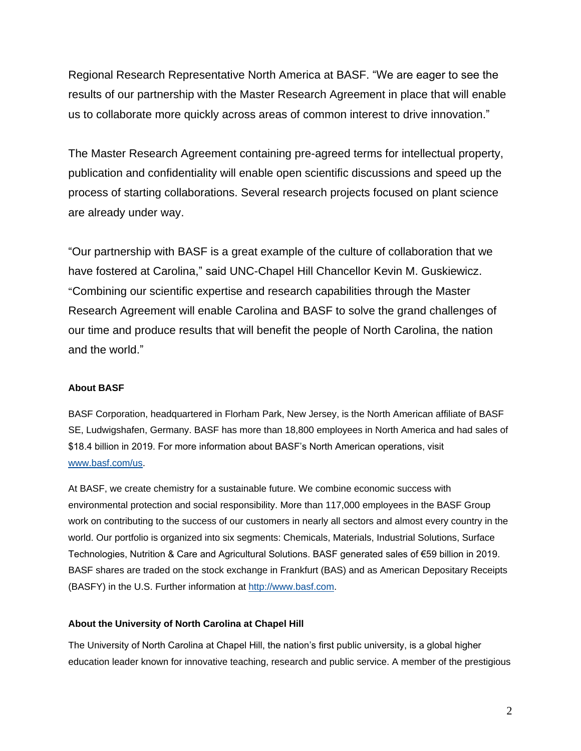Regional Research Representative North America at BASF. "We are eager to see the results of our partnership with the Master Research Agreement in place that will enable us to collaborate more quickly across areas of common interest to drive innovation."

The Master Research Agreement containing pre-agreed terms for intellectual property, publication and confidentiality will enable open scientific discussions and speed up the process of starting collaborations. Several research projects focused on plant science are already under way.

"Our partnership with BASF is a great example of the culture of collaboration that we have fostered at Carolina," said UNC-Chapel Hill Chancellor Kevin M. Guskiewicz. "Combining our scientific expertise and research capabilities through the Master Research Agreement will enable Carolina and BASF to solve the grand challenges of our time and produce results that will benefit the people of North Carolina, the nation and the world."

**About BASF**

BASF Corporation, headquartered in Florham Park, New Jersey, is the North American affiliate of BASF SE, Ludwigshafen, Germany. BASF has more than 18,800 employees in North America and had sales of $18.4 billion in 2019. For more information about BASF's North American operations, visit [www.basf.com/us](www.basf.com/us).

At BASF, we create chemistry for a sustainable future. We combine economic success with environmental protection and social responsibility. More than 117,000 employees in the BASF Group work on contributing to the success of our customers in nearly all sectors and almost every country in the world. Our portfolio is organized into six segments: Chemicals, Materials, Industrial Solutions, Surface Technologies, Nutrition & Care and Agricultural Solutions. BASF generated sales of €59 billion in 2019. BASF shares are traded on the stock exchange in Frankfurt (BAS) and as American Depositary Receipts (BASFY) in the U.S. Further information at [http://www.basf.com](http://www.basf.com).

**About the University of North Carolina at Chapel Hill**

The University of North Carolina at Chapel Hill, the nation's first public university, is a global higher education leader known for innovative teaching, research and public service. A member of the prestigious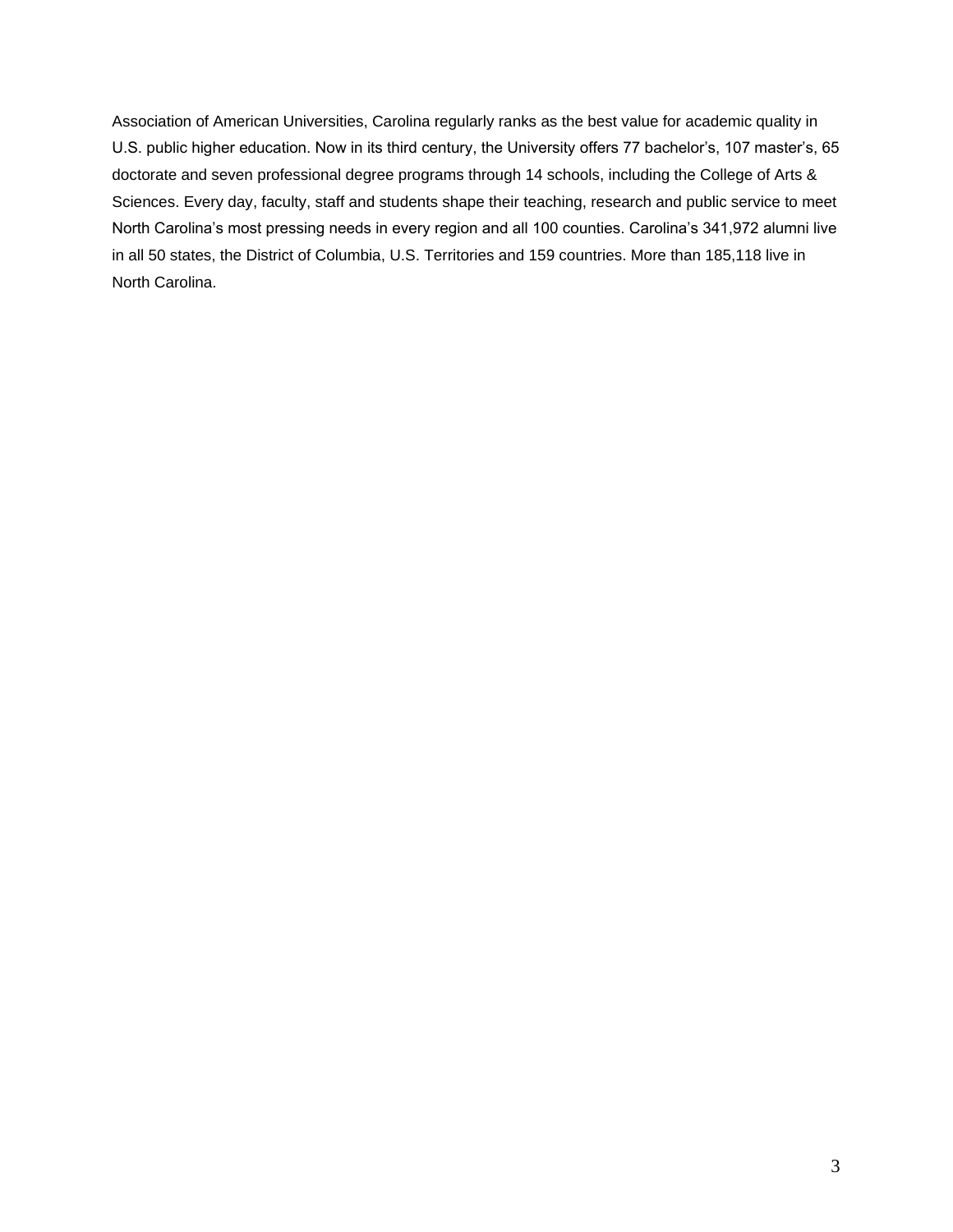Association of American Universities, Carolina regularly ranks as the best value for academic quality in U.S. public higher education. Now in its third century, the University offers 77 bachelor's, 107 master's, 65 doctorate and seven professional degree programs through 14 schools, including the College of Arts & Sciences. Every day, faculty, staff and students shape their teaching, research and public service to meet North Carolina's most pressing needs in every region and all 100 counties. Carolina's 341,972 alumni live in all 50 states, the District of Columbia, U.S. Territories and 159 countries. More than 185,118 live in North Carolina.